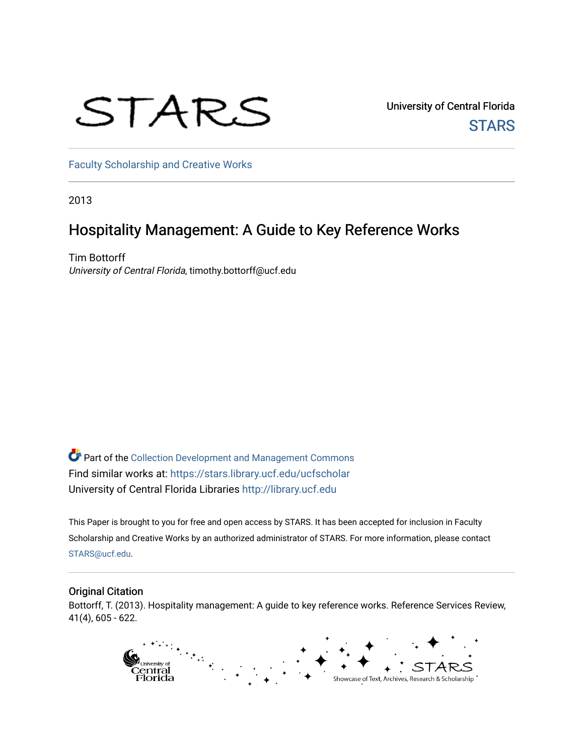STARS

University of Central Florida

STARS

Faculty Scholarship and Creative Works

2013

# Hospitality Management: A Guide to Key Reference Works

Tim Bottorff
*University of Central Florida*, timothy.bottorff@ucf.edu

Part of the Collection Development and Management Commons
Find similar works at: https://stars.library.ucf.edu/ucfscholar
University of Central Florida Libraries http://library.ucf.edu

This Paper is brought to you for free and open access by STARS. It has been accepted for inclusion in Faculty Scholarship and Creative Works by an authorized administrator of STARS. For more information, please contact STARS@ucf.edu.

## Original Citation

Bottorff, T. (2013). Hospitality management: A guide to key reference works. Reference Services Review, 41(4), 605 - 622.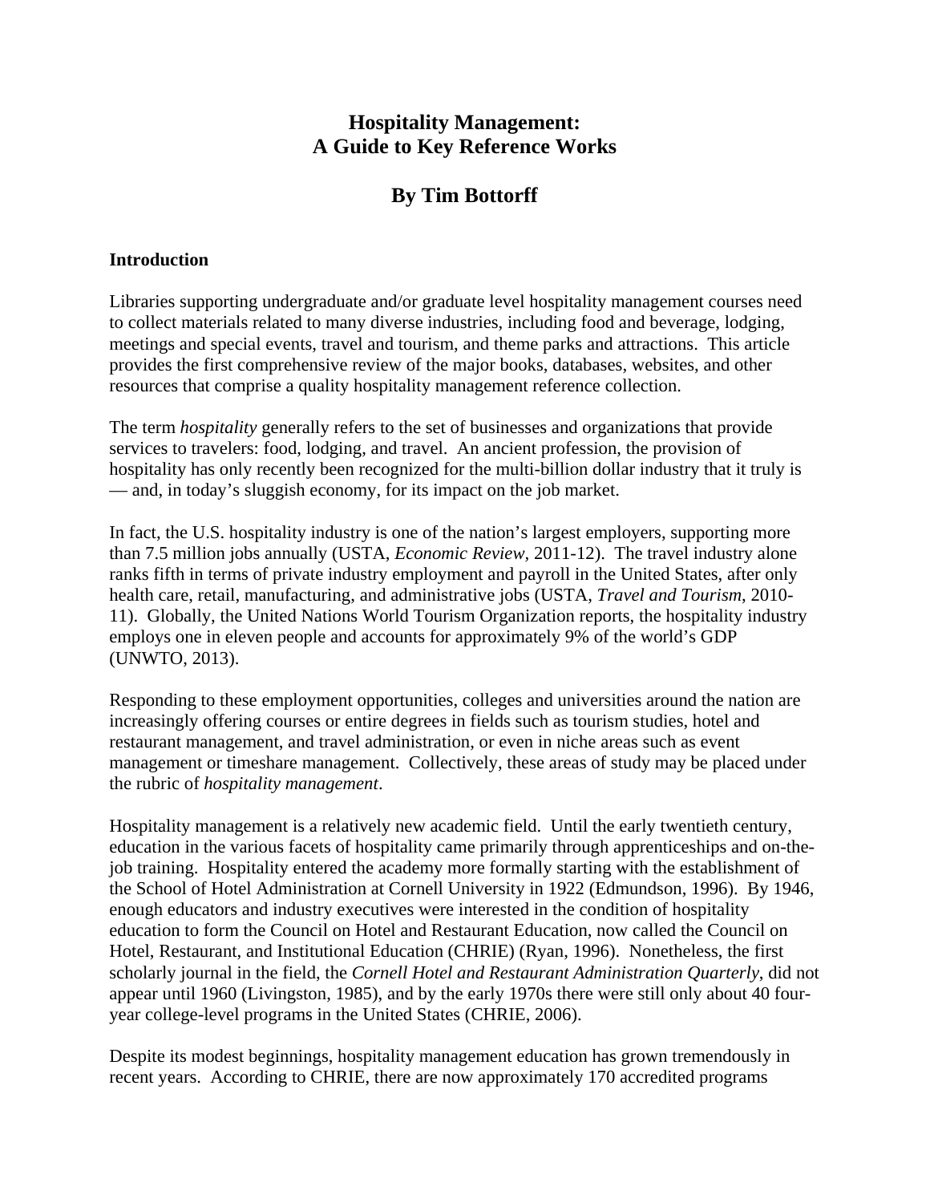# Hospitality Management: A Guide to Key Reference Works

## By Tim Bottorff

### Introduction

Libraries supporting undergraduate and/or graduate level hospitality management courses need to collect materials related to many diverse industries, including food and beverage, lodging, meetings and special events, travel and tourism, and theme parks and attractions. This article provides the first comprehensive review of the major books, databases, websites, and other resources that comprise a quality hospitality management reference collection.

The term *hospitality* generally refers to the set of businesses and organizations that provide services to travelers: food, lodging, and travel. An ancient profession, the provision of hospitality has only recently been recognized for the multi-billion dollar industry that it truly is — and, in today's sluggish economy, for its impact on the job market.

In fact, the U.S. hospitality industry is one of the nation's largest employers, supporting more than 7.5 million jobs annually (USTA, *Economic Review*, 2011-12). The travel industry alone ranks fifth in terms of private industry employment and payroll in the United States, after only health care, retail, manufacturing, and administrative jobs (USTA, *Travel and Tourism*, 2010-11). Globally, the United Nations World Tourism Organization reports, the hospitality industry employs one in eleven people and accounts for approximately 9% of the world's GDP (UNWTO, 2013).

Responding to these employment opportunities, colleges and universities around the nation are increasingly offering courses or entire degrees in fields such as tourism studies, hotel and restaurant management, and travel administration, or even in niche areas such as event management or timeshare management. Collectively, these areas of study may be placed under the rubric of *hospitality management*.

Hospitality management is a relatively new academic field. Until the early twentieth century, education in the various facets of hospitality came primarily through apprenticeships and on-the-job training. Hospitality entered the academy more formally starting with the establishment of the School of Hotel Administration at Cornell University in 1922 (Edmundson, 1996). By 1946, enough educators and industry executives were interested in the condition of hospitality education to form the Council on Hotel and Restaurant Education, now called the Council on Hotel, Restaurant, and Institutional Education (CHRIE) (Ryan, 1996). Nonetheless, the first scholarly journal in the field, the *Cornell Hotel and Restaurant Administration Quarterly*, did not appear until 1960 (Livingston, 1985), and by the early 1970s there were still only about 40 four-year college-level programs in the United States (CHRIE, 2006).

Despite its modest beginnings, hospitality management education has grown tremendously in recent years. According to CHRIE, there are now approximately 170 accredited programs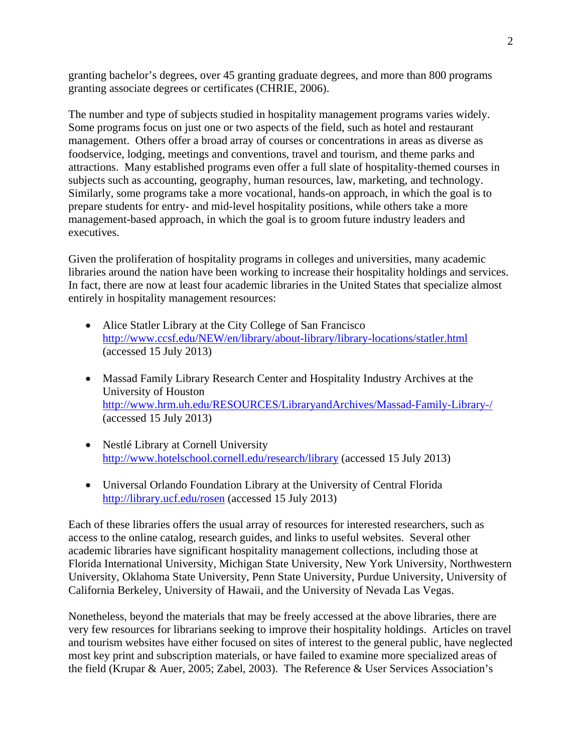granting bachelor's degrees, over 45 granting graduate degrees, and more than 800 programs granting associate degrees or certificates (CHRIE, 2006).

The number and type of subjects studied in hospitality management programs varies widely. Some programs focus on just one or two aspects of the field, such as hotel and restaurant management. Others offer a broad array of courses or concentrations in areas as diverse as foodservice, lodging, meetings and conventions, travel and tourism, and theme parks and attractions. Many established programs even offer a full slate of hospitality-themed courses in subjects such as accounting, geography, human resources, law, marketing, and technology. Similarly, some programs take a more vocational, hands-on approach, in which the goal is to prepare students for entry- and mid-level hospitality positions, while others take a more management-based approach, in which the goal is to groom future industry leaders and executives.

Given the proliferation of hospitality programs in colleges and universities, many academic libraries around the nation have been working to increase their hospitality holdings and services. In fact, there are now at least four academic libraries in the United States that specialize almost entirely in hospitality management resources:

- Alice Statler Library at the City College of San Francisco
  http://www.ccsf.edu/NEW/en/library/about-library/library-locations/statler.html (accessed 15 July 2013)

- Massad Family Library Research Center and Hospitality Industry Archives at the University of Houston
  http://www.hrm.uh.edu/RESOURCES/LibraryandArchives/Massad-Family-Library-/ (accessed 15 July 2013)

- Nestlé Library at Cornell University
  http://www.hotelschool.cornell.edu/research/library (accessed 15 July 2013)

- Universal Orlando Foundation Library at the University of Central Florida
  http://library.ucf.edu/rosen (accessed 15 July 2013)

Each of these libraries offers the usual array of resources for interested researchers, such as access to the online catalog, research guides, and links to useful websites. Several other academic libraries have significant hospitality management collections, including those at Florida International University, Michigan State University, New York University, Northwestern University, Oklahoma State University, Penn State University, Purdue University, University of California Berkeley, University of Hawaii, and the University of Nevada Las Vegas.

Nonetheless, beyond the materials that may be freely accessed at the above libraries, there are very few resources for librarians seeking to improve their hospitality holdings. Articles on travel and tourism websites have either focused on sites of interest to the general public, have neglected most key print and subscription materials, or have failed to examine more specialized areas of the field (Krupar & Auer, 2005; Zabel, 2003). The Reference & User Services Association's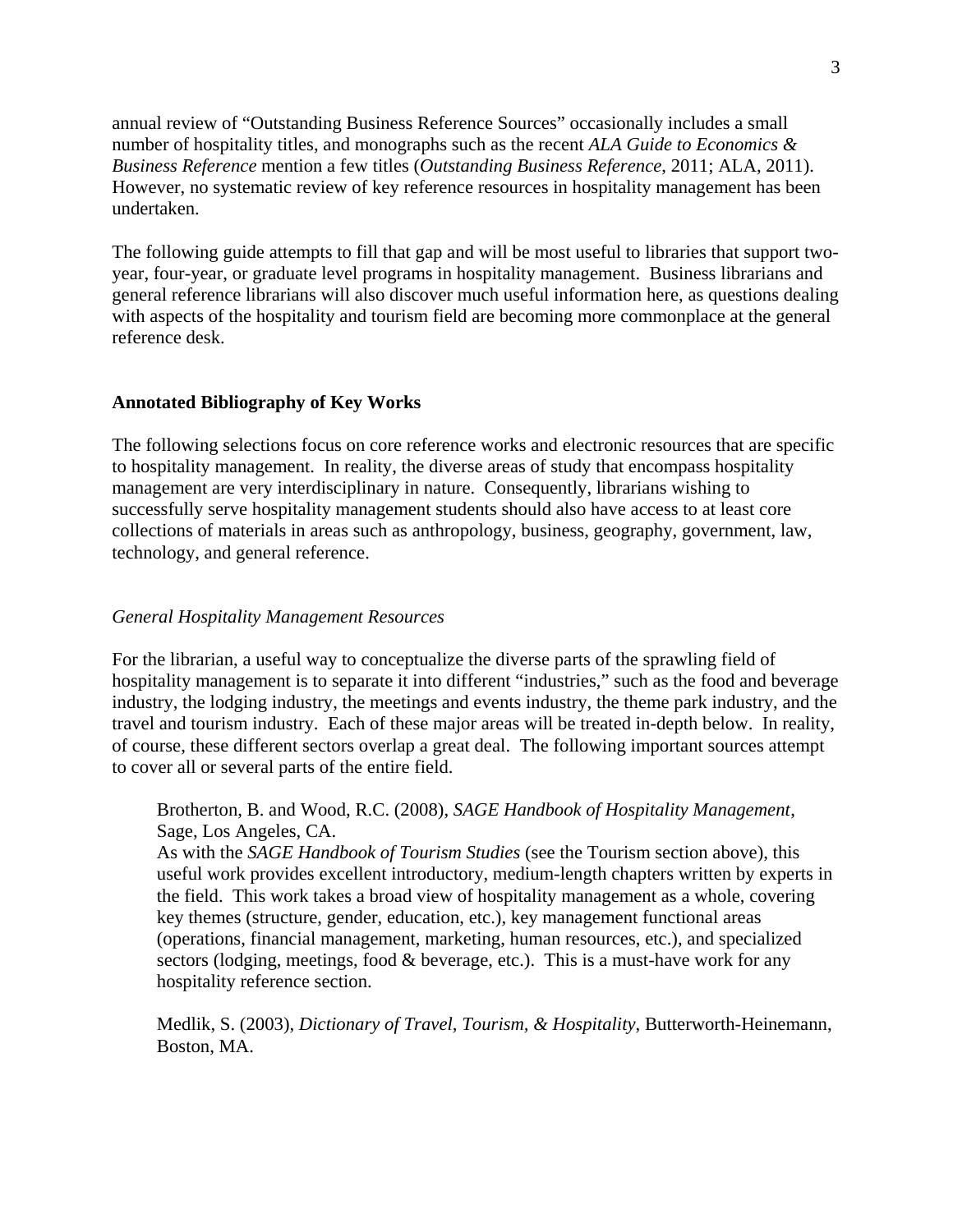annual review of "Outstanding Business Reference Sources" occasionally includes a small number of hospitality titles, and monographs such as the recent *ALA Guide to Economics & Business Reference* mention a few titles (*Outstanding Business Reference*, 2011; ALA, 2011). However, no systematic review of key reference resources in hospitality management has been undertaken.

The following guide attempts to fill that gap and will be most useful to libraries that support two-year, four-year, or graduate level programs in hospitality management. Business librarians and general reference librarians will also discover much useful information here, as questions dealing with aspects of the hospitality and tourism field are becoming more commonplace at the general reference desk.

**Annotated Bibliography of Key Works**

The following selections focus on core reference works and electronic resources that are specific to hospitality management. In reality, the diverse areas of study that encompass hospitality management are very interdisciplinary in nature. Consequently, librarians wishing to successfully serve hospitality management students should also have access to at least core collections of materials in areas such as anthropology, business, geography, government, law, technology, and general reference.

*General Hospitality Management Resources*

For the librarian, a useful way to conceptualize the diverse parts of the sprawling field of hospitality management is to separate it into different "industries," such as the food and beverage industry, the lodging industry, the meetings and events industry, the theme park industry, and the travel and tourism industry. Each of these major areas will be treated in-depth below. In reality, of course, these different sectors overlap a great deal. The following important sources attempt to cover all or several parts of the entire field.

> Brotherton, B. and Wood, R.C. (2008), *SAGE Handbook of Hospitality Management*, Sage, Los Angeles, CA.
> As with the *SAGE Handbook of Tourism Studies* (see the Tourism section above), this useful work provides excellent introductory, medium-length chapters written by experts in the field. This work takes a broad view of hospitality management as a whole, covering key themes (structure, gender, education, etc.), key management functional areas (operations, financial management, marketing, human resources, etc.), and specialized sectors (lodging, meetings, food & beverage, etc.). This is a must-have work for any hospitality reference section.
>
> Medlik, S. (2003), *Dictionary of Travel, Tourism, & Hospitality*, Butterworth-Heinemann, Boston, MA.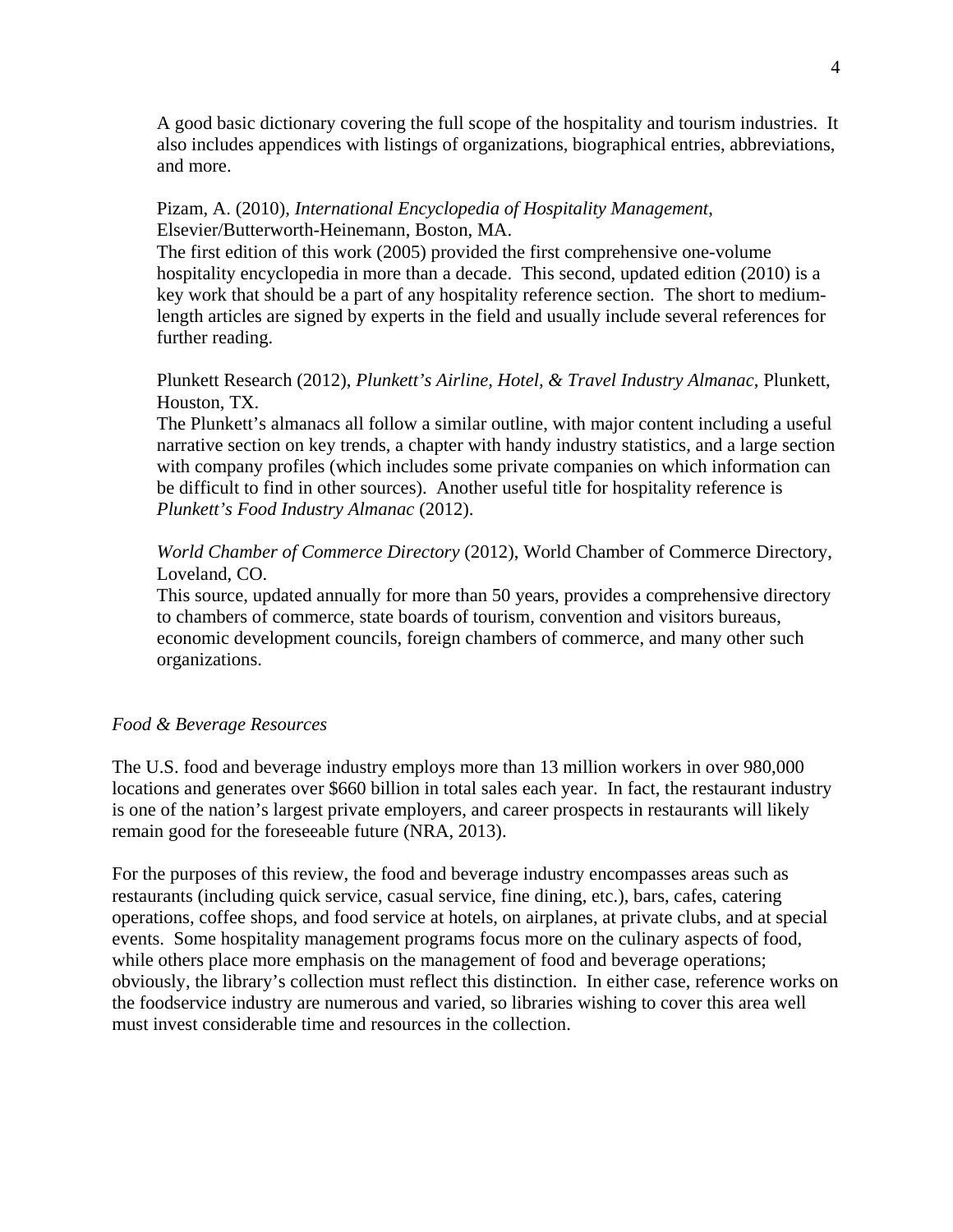A good basic dictionary covering the full scope of the hospitality and tourism industries. It also includes appendices with listings of organizations, biographical entries, abbreviations, and more.

Pizam, A. (2010), *International Encyclopedia of Hospitality Management*, Elsevier/Butterworth-Heinemann, Boston, MA.
The first edition of this work (2005) provided the first comprehensive one-volume hospitality encyclopedia in more than a decade. This second, updated edition (2010) is a key work that should be a part of any hospitality reference section. The short to medium-length articles are signed by experts in the field and usually include several references for further reading.

Plunkett Research (2012), *Plunkett's Airline, Hotel, & Travel Industry Almanac*, Plunkett, Houston, TX.
The Plunkett's almanacs all follow a similar outline, with major content including a useful narrative section on key trends, a chapter with handy industry statistics, and a large section with company profiles (which includes some private companies on which information can be difficult to find in other sources). Another useful title for hospitality reference is *Plunkett's Food Industry Almanac* (2012).

*World Chamber of Commerce Directory* (2012), World Chamber of Commerce Directory, Loveland, CO.
This source, updated annually for more than 50 years, provides a comprehensive directory to chambers of commerce, state boards of tourism, convention and visitors bureaus, economic development councils, foreign chambers of commerce, and many other such organizations.

*Food & Beverage Resources*

The U.S. food and beverage industry employs more than 13 million workers in over 980,000 locations and generates over $660 billion in total sales each year. In fact, the restaurant industry is one of the nation's largest private employers, and career prospects in restaurants will likely remain good for the foreseeable future (NRA, 2013).

For the purposes of this review, the food and beverage industry encompasses areas such as restaurants (including quick service, casual service, fine dining, etc.), bars, cafes, catering operations, coffee shops, and food service at hotels, on airplanes, at private clubs, and at special events. Some hospitality management programs focus more on the culinary aspects of food, while others place more emphasis on the management of food and beverage operations; obviously, the library's collection must reflect this distinction. In either case, reference works on the foodservice industry are numerous and varied, so libraries wishing to cover this area well must invest considerable time and resources in the collection.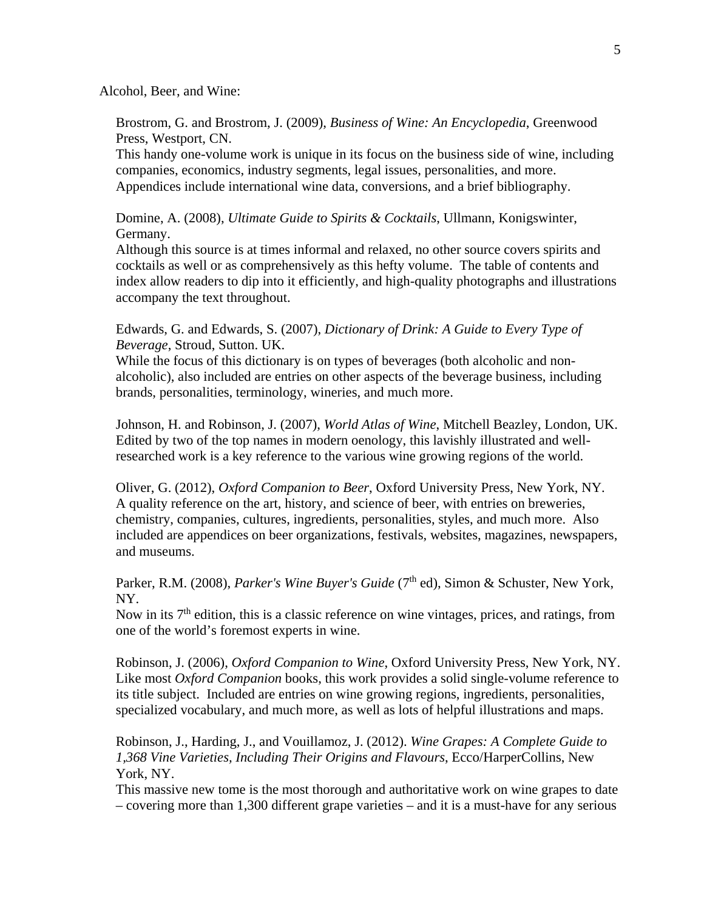Alcohol, Beer, and Wine:

Brostrom, G. and Brostrom, J. (2009), *Business of Wine: An Encyclopedia*, Greenwood Press, Westport, CN.
This handy one-volume work is unique in its focus on the business side of wine, including companies, economics, industry segments, legal issues, personalities, and more. Appendices include international wine data, conversions, and a brief bibliography.

Domine, A. (2008), *Ultimate Guide to Spirits & Cocktails*, Ullmann, Konigswinter, Germany.
Although this source is at times informal and relaxed, no other source covers spirits and cocktails as well or as comprehensively as this hefty volume. The table of contents and index allow readers to dip into it efficiently, and high-quality photographs and illustrations accompany the text throughout.

Edwards, G. and Edwards, S. (2007), *Dictionary of Drink: A Guide to Every Type of Beverage*, Stroud, Sutton. UK.
While the focus of this dictionary is on types of beverages (both alcoholic and non-alcoholic), also included are entries on other aspects of the beverage business, including brands, personalities, terminology, wineries, and much more.

Johnson, H. and Robinson, J. (2007), *World Atlas of Wine*, Mitchell Beazley, London, UK.
Edited by two of the top names in modern oenology, this lavishly illustrated and well-researched work is a key reference to the various wine growing regions of the world.

Oliver, G. (2012), *Oxford Companion to Beer*, Oxford University Press, New York, NY.
A quality reference on the art, history, and science of beer, with entries on breweries, chemistry, companies, cultures, ingredients, personalities, styles, and much more. Also included are appendices on beer organizations, festivals, websites, magazines, newspapers, and museums.

Parker, R.M. (2008), *Parker's Wine Buyer's Guide* (7th ed), Simon & Schuster, New York, NY.
Now in its 7th edition, this is a classic reference on wine vintages, prices, and ratings, from one of the world's foremost experts in wine.

Robinson, J. (2006), *Oxford Companion to Wine*, Oxford University Press, New York, NY.
Like most *Oxford Companion* books, this work provides a solid single-volume reference to its title subject. Included are entries on wine growing regions, ingredients, personalities, specialized vocabulary, and much more, as well as lots of helpful illustrations and maps.

Robinson, J., Harding, J., and Vouillamoz, J. (2012). *Wine Grapes: A Complete Guide to 1,368 Vine Varieties, Including Their Origins and Flavours*, Ecco/HarperCollins, New York, NY.
This massive new tome is the most thorough and authoritative work on wine grapes to date – covering more than 1,300 different grape varieties – and it is a must-have for any serious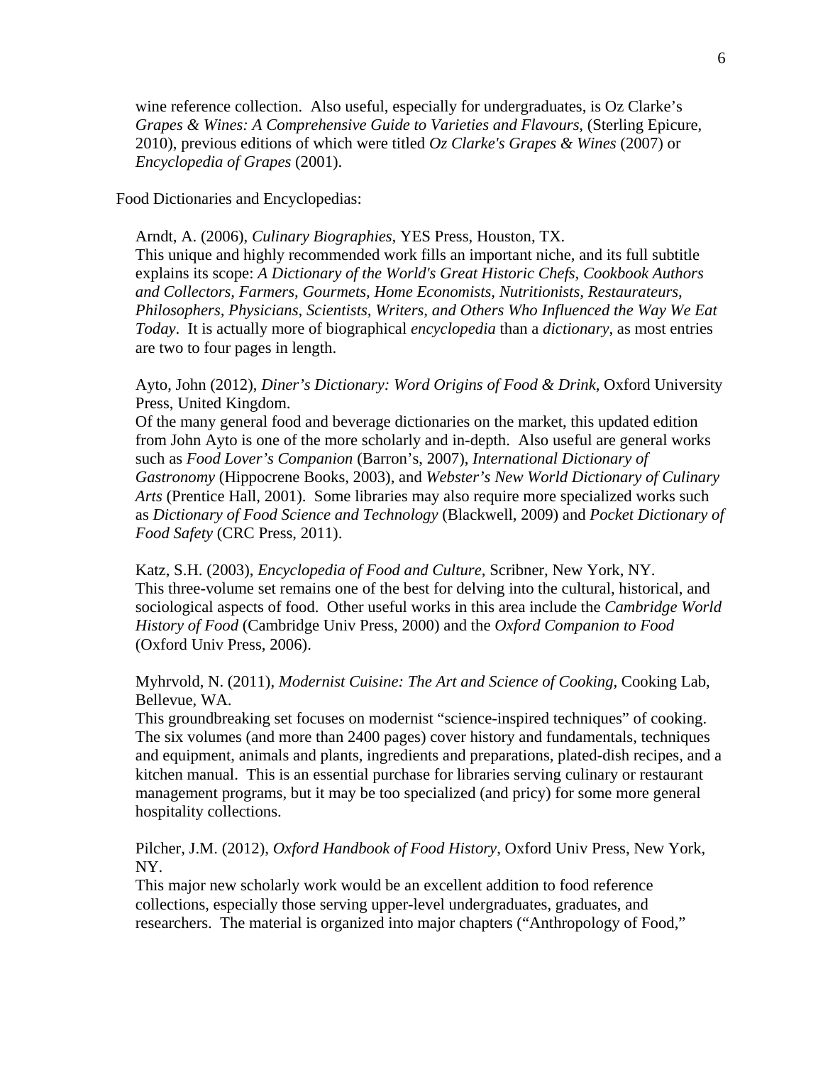wine reference collection. Also useful, especially for undergraduates, is Oz Clarke's *Grapes & Wines: A Comprehensive Guide to Varieties and Flavours*, (Sterling Epicure, 2010), previous editions of which were titled *Oz Clarke's Grapes & Wines* (2007) or *Encyclopedia of Grapes* (2001).

Food Dictionaries and Encyclopedias:

Arndt, A. (2006), *Culinary Biographies*, YES Press, Houston, TX.
This unique and highly recommended work fills an important niche, and its full subtitle explains its scope: *A Dictionary of the World's Great Historic Chefs, Cookbook Authors and Collectors, Farmers, Gourmets, Home Economists, Nutritionists, Restaurateurs, Philosophers, Physicians, Scientists, Writers, and Others Who Influenced the Way We Eat Today*. It is actually more of biographical *encyclopedia* than a *dictionary*, as most entries are two to four pages in length.

Ayto, John (2012), *Diner's Dictionary: Word Origins of Food & Drink*, Oxford University Press, United Kingdom.
Of the many general food and beverage dictionaries on the market, this updated edition from John Ayto is one of the more scholarly and in-depth. Also useful are general works such as *Food Lover's Companion* (Barron's, 2007), *International Dictionary of Gastronomy* (Hippocrene Books, 2003), and *Webster's New World Dictionary of Culinary Arts* (Prentice Hall, 2001). Some libraries may also require more specialized works such as *Dictionary of Food Science and Technology* (Blackwell, 2009) and *Pocket Dictionary of Food Safety* (CRC Press, 2011).

Katz, S.H. (2003), *Encyclopedia of Food and Culture*, Scribner, New York, NY.
This three-volume set remains one of the best for delving into the cultural, historical, and sociological aspects of food. Other useful works in this area include the *Cambridge World History of Food* (Cambridge Univ Press, 2000) and the *Oxford Companion to Food* (Oxford Univ Press, 2006).

Myhrvold, N. (2011), *Modernist Cuisine: The Art and Science of Cooking*, Cooking Lab, Bellevue, WA.
This groundbreaking set focuses on modernist "science-inspired techniques" of cooking. The six volumes (and more than 2400 pages) cover history and fundamentals, techniques and equipment, animals and plants, ingredients and preparations, plated-dish recipes, and a kitchen manual. This is an essential purchase for libraries serving culinary or restaurant management programs, but it may be too specialized (and pricy) for some more general hospitality collections.

Pilcher, J.M. (2012), *Oxford Handbook of Food History*, Oxford Univ Press, New York, NY.
This major new scholarly work would be an excellent addition to food reference collections, especially those serving upper-level undergraduates, graduates, and researchers. The material is organized into major chapters ("Anthropology of Food,"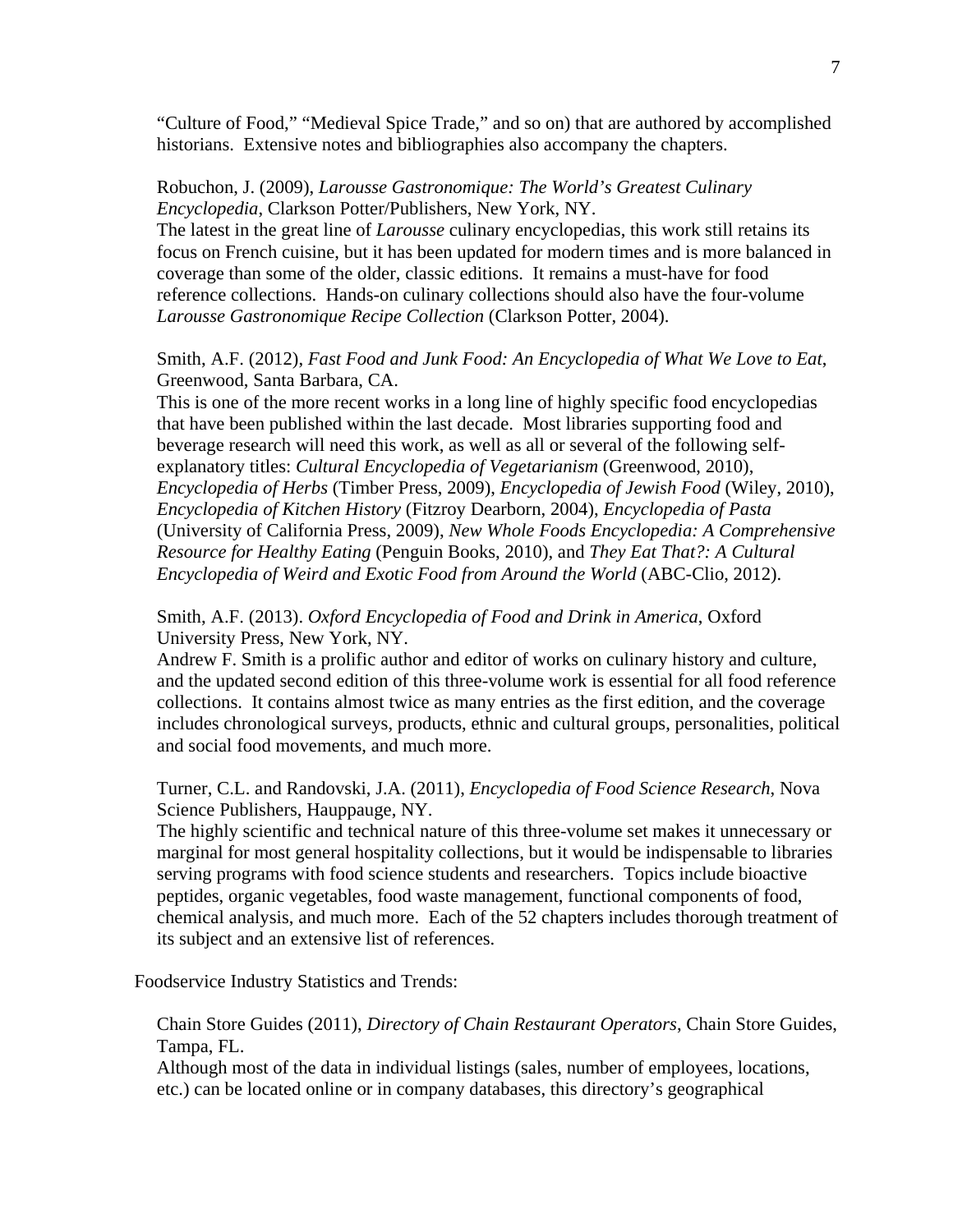"Culture of Food," "Medieval Spice Trade," and so on) that are authored by accomplished historians. Extensive notes and bibliographies also accompany the chapters.

Robuchon, J. (2009), *Larousse Gastronomique: The World's Greatest Culinary Encyclopedia*, Clarkson Potter/Publishers, New York, NY.
The latest in the great line of *Larousse* culinary encyclopedias, this work still retains its focus on French cuisine, but it has been updated for modern times and is more balanced in coverage than some of the older, classic editions. It remains a must-have for food reference collections. Hands-on culinary collections should also have the four-volume *Larousse Gastronomique Recipe Collection* (Clarkson Potter, 2004).

Smith, A.F. (2012), *Fast Food and Junk Food: An Encyclopedia of What We Love to Eat*, Greenwood, Santa Barbara, CA.
This is one of the more recent works in a long line of highly specific food encyclopedias that have been published within the last decade. Most libraries supporting food and beverage research will need this work, as well as all or several of the following self-explanatory titles: *Cultural Encyclopedia of Vegetarianism* (Greenwood, 2010), *Encyclopedia of Herbs* (Timber Press, 2009), *Encyclopedia of Jewish Food* (Wiley, 2010), *Encyclopedia of Kitchen History* (Fitzroy Dearborn, 2004), *Encyclopedia of Pasta* (University of California Press, 2009), *New Whole Foods Encyclopedia: A Comprehensive Resource for Healthy Eating* (Penguin Books, 2010), and *They Eat That?: A Cultural Encyclopedia of Weird and Exotic Food from Around the World* (ABC-Clio, 2012).

Smith, A.F. (2013). *Oxford Encyclopedia of Food and Drink in America*, Oxford University Press, New York, NY.
Andrew F. Smith is a prolific author and editor of works on culinary history and culture, and the updated second edition of this three-volume work is essential for all food reference collections. It contains almost twice as many entries as the first edition, and the coverage includes chronological surveys, products, ethnic and cultural groups, personalities, political and social food movements, and much more.

Turner, C.L. and Randovski, J.A. (2011), *Encyclopedia of Food Science Research*, Nova Science Publishers, Hauppauge, NY.
The highly scientific and technical nature of this three-volume set makes it unnecessary or marginal for most general hospitality collections, but it would be indispensable to libraries serving programs with food science students and researchers. Topics include bioactive peptides, organic vegetables, food waste management, functional components of food, chemical analysis, and much more. Each of the 52 chapters includes thorough treatment of its subject and an extensive list of references.

Foodservice Industry Statistics and Trends:

Chain Store Guides (2011), *Directory of Chain Restaurant Operators*, Chain Store Guides, Tampa, FL.
Although most of the data in individual listings (sales, number of employees, locations, etc.) can be located online or in company databases, this directory's geographical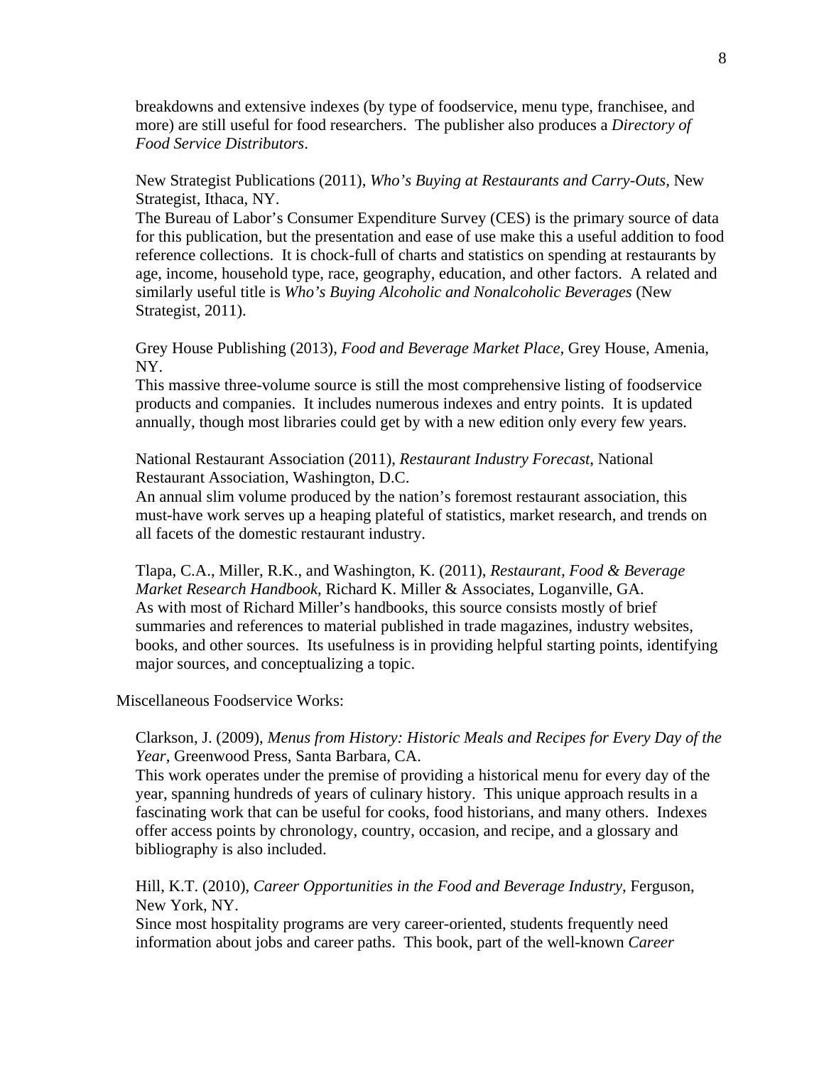breakdowns and extensive indexes (by type of foodservice, menu type, franchisee, and more) are still useful for food researchers. The publisher also produces a *Directory of Food Service Distributors*.

New Strategist Publications (2011), *Who's Buying at Restaurants and Carry-Outs*, New Strategist, Ithaca, NY.
The Bureau of Labor's Consumer Expenditure Survey (CES) is the primary source of data for this publication, but the presentation and ease of use make this a useful addition to food reference collections. It is chock-full of charts and statistics on spending at restaurants by age, income, household type, race, geography, education, and other factors. A related and similarly useful title is *Who's Buying Alcoholic and Nonalcoholic Beverages* (New Strategist, 2011).

Grey House Publishing (2013), *Food and Beverage Market Place*, Grey House, Amenia, NY.
This massive three-volume source is still the most comprehensive listing of foodservice products and companies. It includes numerous indexes and entry points. It is updated annually, though most libraries could get by with a new edition only every few years.

National Restaurant Association (2011), *Restaurant Industry Forecast*, National Restaurant Association, Washington, D.C.
An annual slim volume produced by the nation's foremost restaurant association, this must-have work serves up a heaping plateful of statistics, market research, and trends on all facets of the domestic restaurant industry.

Tlapa, C.A., Miller, R.K., and Washington, K. (2011), *Restaurant, Food & Beverage Market Research Handbook*, Richard K. Miller & Associates, Loganville, GA.
As with most of Richard Miller's handbooks, this source consists mostly of brief summaries and references to material published in trade magazines, industry websites, books, and other sources. Its usefulness is in providing helpful starting points, identifying major sources, and conceptualizing a topic.

Miscellaneous Foodservice Works:

Clarkson, J. (2009), *Menus from History: Historic Meals and Recipes for Every Day of the Year*, Greenwood Press, Santa Barbara, CA.
This work operates under the premise of providing a historical menu for every day of the year, spanning hundreds of years of culinary history. This unique approach results in a fascinating work that can be useful for cooks, food historians, and many others. Indexes offer access points by chronology, country, occasion, and recipe, and a glossary and bibliography is also included.

Hill, K.T. (2010), *Career Opportunities in the Food and Beverage Industry*, Ferguson, New York, NY.
Since most hospitality programs are very career-oriented, students frequently need information about jobs and career paths. This book, part of the well-known *Career*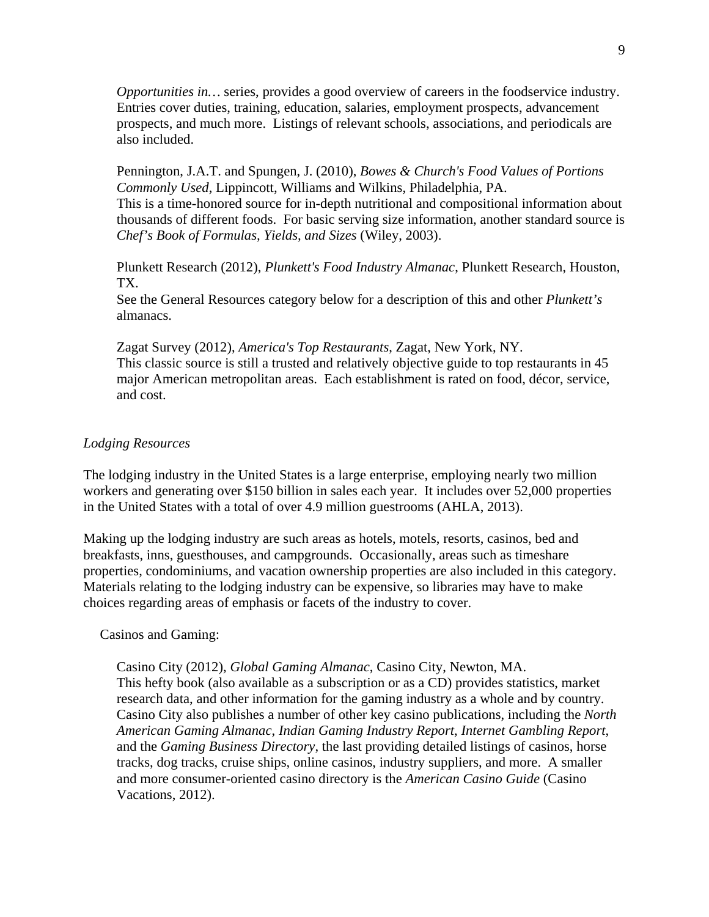*Opportunities in…* series, provides a good overview of careers in the foodservice industry. Entries cover duties, training, education, salaries, employment prospects, advancement prospects, and much more. Listings of relevant schools, associations, and periodicals are also included.

Pennington, J.A.T. and Spungen, J. (2010), *Bowes & Church's Food Values of Portions Commonly Used*, Lippincott, Williams and Wilkins, Philadelphia, PA.
This is a time-honored source for in-depth nutritional and compositional information about thousands of different foods. For basic serving size information, another standard source is *Chef's Book of Formulas, Yields, and Sizes* (Wiley, 2003).

Plunkett Research (2012), *Plunkett's Food Industry Almanac*, Plunkett Research, Houston, TX.
See the General Resources category below for a description of this and other *Plunkett's* almanacs.

Zagat Survey (2012), *America's Top Restaurants*, Zagat, New York, NY.
This classic source is still a trusted and relatively objective guide to top restaurants in 45 major American metropolitan areas. Each establishment is rated on food, décor, service, and cost.

### *Lodging Resources*

The lodging industry in the United States is a large enterprise, employing nearly two million workers and generating over $150 billion in sales each year. It includes over 52,000 properties in the United States with a total of over 4.9 million guestrooms (AHLA, 2013).

Making up the lodging industry are such areas as hotels, motels, resorts, casinos, bed and breakfasts, inns, guesthouses, and campgrounds. Occasionally, areas such as timeshare properties, condominiums, and vacation ownership properties are also included in this category. Materials relating to the lodging industry can be expensive, so libraries may have to make choices regarding areas of emphasis or facets of the industry to cover.

Casinos and Gaming:

Casino City (2012), *Global Gaming Almanac*, Casino City, Newton, MA.
This hefty book (also available as a subscription or as a CD) provides statistics, market research data, and other information for the gaming industry as a whole and by country. Casino City also publishes a number of other key casino publications, including the *North American Gaming Almanac*, *Indian Gaming Industry Report*, *Internet Gambling Report*, and the *Gaming Business Directory*, the last providing detailed listings of casinos, horse tracks, dog tracks, cruise ships, online casinos, industry suppliers, and more. A smaller and more consumer-oriented casino directory is the *American Casino Guide* (Casino Vacations, 2012).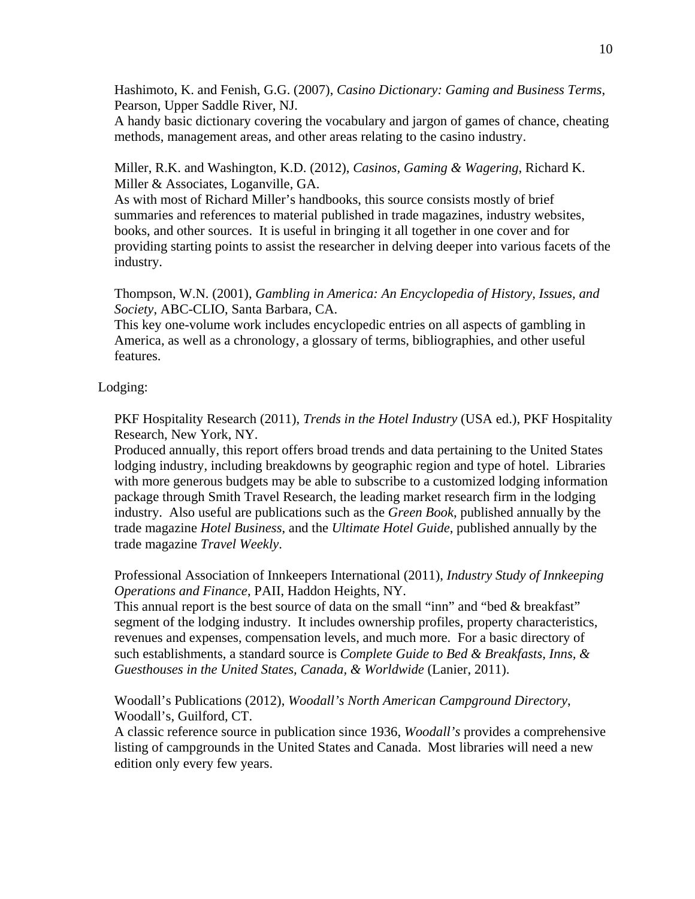Hashimoto, K. and Fenish, G.G. (2007), *Casino Dictionary: Gaming and Business Terms*, Pearson, Upper Saddle River, NJ.
A handy basic dictionary covering the vocabulary and jargon of games of chance, cheating methods, management areas, and other areas relating to the casino industry.

Miller, R.K. and Washington, K.D. (2012), *Casinos, Gaming & Wagering*, Richard K. Miller & Associates, Loganville, GA.
As with most of Richard Miller's handbooks, this source consists mostly of brief summaries and references to material published in trade magazines, industry websites, books, and other sources. It is useful in bringing it all together in one cover and for providing starting points to assist the researcher in delving deeper into various facets of the industry.

Thompson, W.N. (2001), *Gambling in America: An Encyclopedia of History, Issues, and Society*, ABC-CLIO, Santa Barbara, CA.
This key one-volume work includes encyclopedic entries on all aspects of gambling in America, as well as a chronology, a glossary of terms, bibliographies, and other useful features.

Lodging:

PKF Hospitality Research (2011), *Trends in the Hotel Industry* (USA ed.), PKF Hospitality Research, New York, NY.
Produced annually, this report offers broad trends and data pertaining to the United States lodging industry, including breakdowns by geographic region and type of hotel. Libraries with more generous budgets may be able to subscribe to a customized lodging information package through Smith Travel Research, the leading market research firm in the lodging industry. Also useful are publications such as the *Green Book*, published annually by the trade magazine *Hotel Business*, and the *Ultimate Hotel Guide*, published annually by the trade magazine *Travel Weekly*.

Professional Association of Innkeepers International (2011), *Industry Study of Innkeeping Operations and Finance*, PAII, Haddon Heights, NY.
This annual report is the best source of data on the small "inn" and "bed & breakfast" segment of the lodging industry. It includes ownership profiles, property characteristics, revenues and expenses, compensation levels, and much more. For a basic directory of such establishments, a standard source is *Complete Guide to Bed & Breakfasts, Inns, & Guesthouses in the United States, Canada, & Worldwide* (Lanier, 2011).

Woodall's Publications (2012), *Woodall's North American Campground Directory*, Woodall's, Guilford, CT.
A classic reference source in publication since 1936, *Woodall's* provides a comprehensive listing of campgrounds in the United States and Canada. Most libraries will need a new edition only every few years.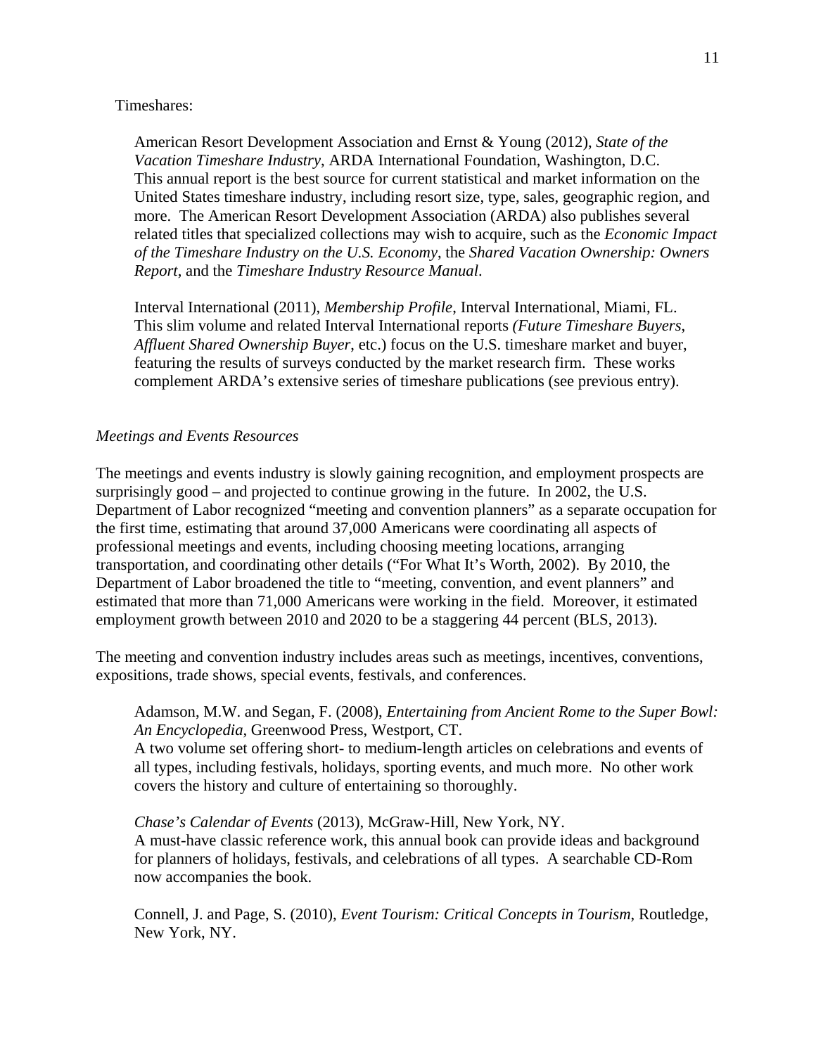Timeshares:

American Resort Development Association and Ernst & Young (2012), *State of the Vacation Timeshare Industry*, ARDA International Foundation, Washington, D.C. This annual report is the best source for current statistical and market information on the United States timeshare industry, including resort size, type, sales, geographic region, and more. The American Resort Development Association (ARDA) also publishes several related titles that specialized collections may wish to acquire, such as the *Economic Impact of the Timeshare Industry on the U.S. Economy*, the *Shared Vacation Ownership: Owners Report*, and the *Timeshare Industry Resource Manual*.

Interval International (2011), *Membership Profile*, Interval International, Miami, FL. This slim volume and related Interval International reports *(Future Timeshare Buyers*, *Affluent Shared Ownership Buyer*, etc.) focus on the U.S. timeshare market and buyer, featuring the results of surveys conducted by the market research firm. These works complement ARDA's extensive series of timeshare publications (see previous entry).

*Meetings and Events Resources*

The meetings and events industry is slowly gaining recognition, and employment prospects are surprisingly good – and projected to continue growing in the future. In 2002, the U.S. Department of Labor recognized "meeting and convention planners" as a separate occupation for the first time, estimating that around 37,000 Americans were coordinating all aspects of professional meetings and events, including choosing meeting locations, arranging transportation, and coordinating other details ("For What It's Worth, 2002). By 2010, the Department of Labor broadened the title to "meeting, convention, and event planners" and estimated that more than 71,000 Americans were working in the field. Moreover, it estimated employment growth between 2010 and 2020 to be a staggering 44 percent (BLS, 2013).

The meeting and convention industry includes areas such as meetings, incentives, conventions, expositions, trade shows, special events, festivals, and conferences.

Adamson, M.W. and Segan, F. (2008), *Entertaining from Ancient Rome to the Super Bowl: An Encyclopedia*, Greenwood Press, Westport, CT.
A two volume set offering short- to medium-length articles on celebrations and events of all types, including festivals, holidays, sporting events, and much more. No other work covers the history and culture of entertaining so thoroughly.

*Chase's Calendar of Events* (2013), McGraw-Hill, New York, NY.
A must-have classic reference work, this annual book can provide ideas and background for planners of holidays, festivals, and celebrations of all types. A searchable CD-Rom now accompanies the book.

Connell, J. and Page, S. (2010), *Event Tourism: Critical Concepts in Tourism*, Routledge, New York, NY.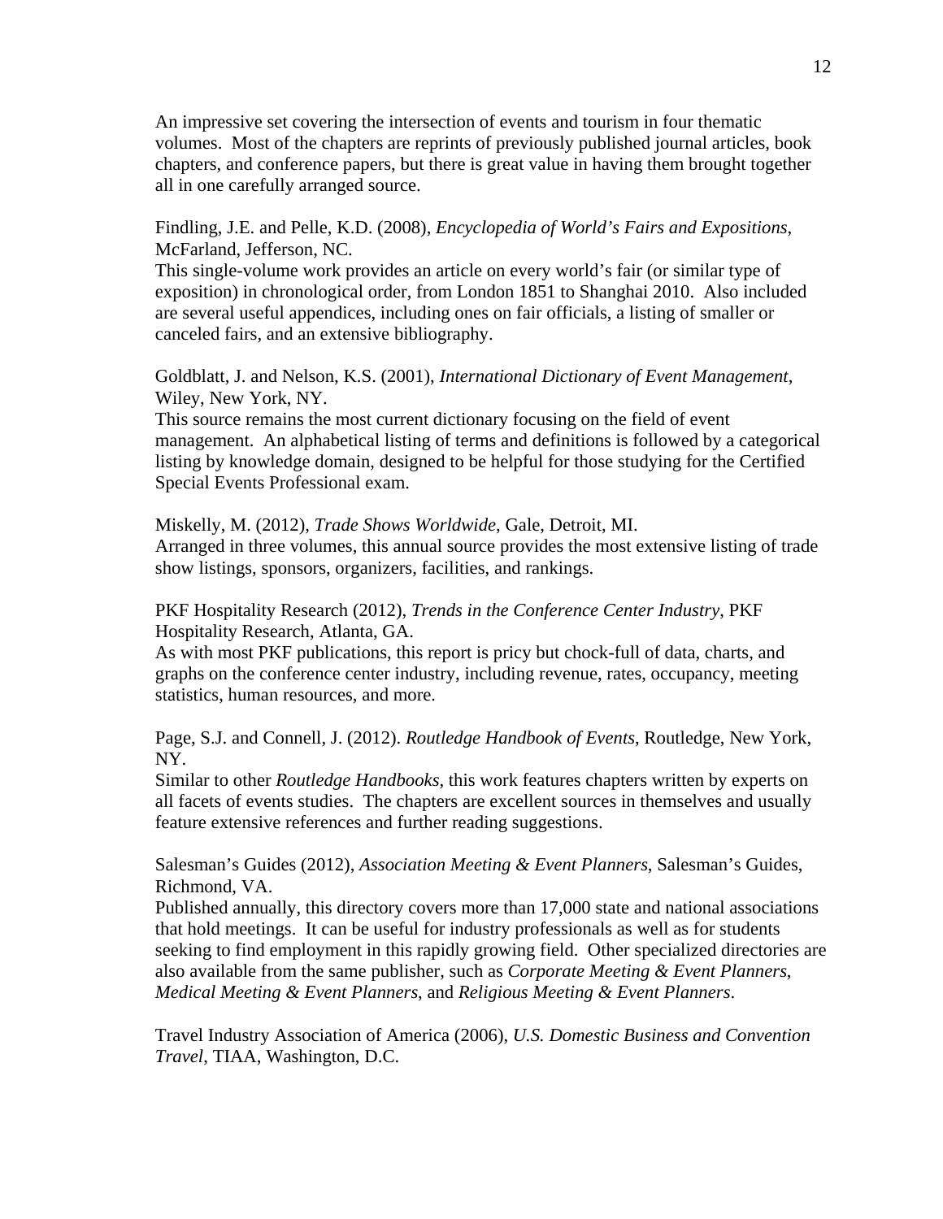An impressive set covering the intersection of events and tourism in four thematic volumes. Most of the chapters are reprints of previously published journal articles, book chapters, and conference papers, but there is great value in having them brought together all in one carefully arranged source.

Findling, J.E. and Pelle, K.D. (2008), *Encyclopedia of World's Fairs and Expositions*, McFarland, Jefferson, NC.
This single-volume work provides an article on every world's fair (or similar type of exposition) in chronological order, from London 1851 to Shanghai 2010. Also included are several useful appendices, including ones on fair officials, a listing of smaller or canceled fairs, and an extensive bibliography.

Goldblatt, J. and Nelson, K.S. (2001), *International Dictionary of Event Management*, Wiley, New York, NY.
This source remains the most current dictionary focusing on the field of event management. An alphabetical listing of terms and definitions is followed by a categorical listing by knowledge domain, designed to be helpful for those studying for the Certified Special Events Professional exam.

Miskelly, M. (2012), *Trade Shows Worldwide*, Gale, Detroit, MI.
Arranged in three volumes, this annual source provides the most extensive listing of trade show listings, sponsors, organizers, facilities, and rankings.

PKF Hospitality Research (2012), *Trends in the Conference Center Industry*, PKF Hospitality Research, Atlanta, GA.
As with most PKF publications, this report is pricy but chock-full of data, charts, and graphs on the conference center industry, including revenue, rates, occupancy, meeting statistics, human resources, and more.

Page, S.J. and Connell, J. (2012). *Routledge Handbook of Events*, Routledge, New York, NY.
Similar to other *Routledge Handbooks*, this work features chapters written by experts on all facets of events studies. The chapters are excellent sources in themselves and usually feature extensive references and further reading suggestions.

Salesman's Guides (2012), *Association Meeting & Event Planners*, Salesman's Guides, Richmond, VA.
Published annually, this directory covers more than 17,000 state and national associations that hold meetings. It can be useful for industry professionals as well as for students seeking to find employment in this rapidly growing field. Other specialized directories are also available from the same publisher, such as *Corporate Meeting & Event Planners*, *Medical Meeting & Event Planners*, and *Religious Meeting & Event Planners*.

Travel Industry Association of America (2006), *U.S. Domestic Business and Convention Travel*, TIAA, Washington, D.C.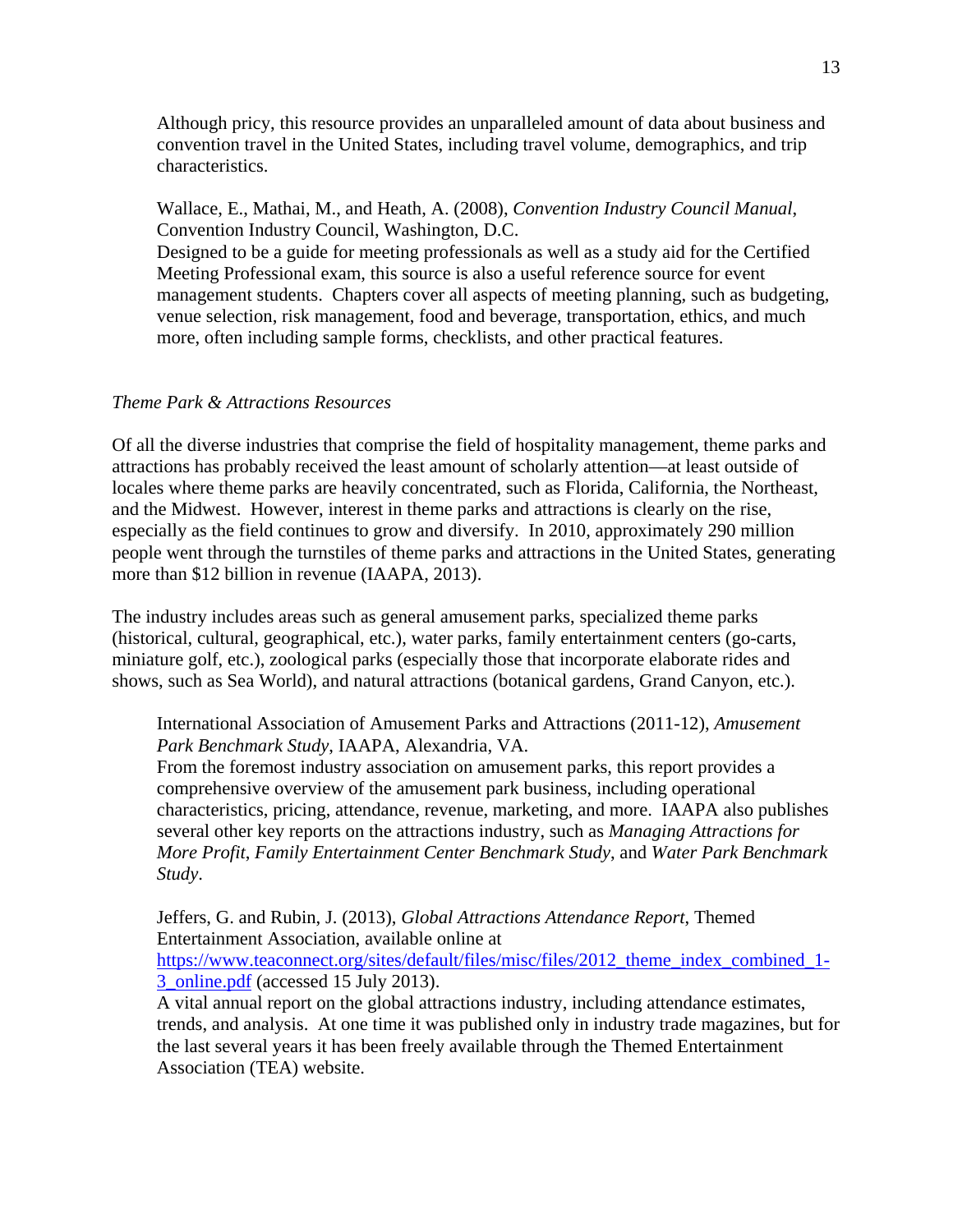Although pricy, this resource provides an unparalleled amount of data about business and convention travel in the United States, including travel volume, demographics, and trip characteristics.

Wallace, E., Mathai, M., and Heath, A. (2008), *Convention Industry Council Manual*, Convention Industry Council, Washington, D.C.
Designed to be a guide for meeting professionals as well as a study aid for the Certified Meeting Professional exam, this source is also a useful reference source for event management students. Chapters cover all aspects of meeting planning, such as budgeting, venue selection, risk management, food and beverage, transportation, ethics, and much more, often including sample forms, checklists, and other practical features.

*Theme Park & Attractions Resources*

Of all the diverse industries that comprise the field of hospitality management, theme parks and attractions has probably received the least amount of scholarly attention—at least outside of locales where theme parks are heavily concentrated, such as Florida, California, the Northeast, and the Midwest. However, interest in theme parks and attractions is clearly on the rise, especially as the field continues to grow and diversify. In 2010, approximately 290 million people went through the turnstiles of theme parks and attractions in the United States, generating more than $12 billion in revenue (IAAPA, 2013).

The industry includes areas such as general amusement parks, specialized theme parks (historical, cultural, geographical, etc.), water parks, family entertainment centers (go-carts, miniature golf, etc.), zoological parks (especially those that incorporate elaborate rides and shows, such as Sea World), and natural attractions (botanical gardens, Grand Canyon, etc.).

International Association of Amusement Parks and Attractions (2011-12), *Amusement Park Benchmark Study*, IAAPA, Alexandria, VA.
From the foremost industry association on amusement parks, this report provides a comprehensive overview of the amusement park business, including operational characteristics, pricing, attendance, revenue, marketing, and more. IAAPA also publishes several other key reports on the attractions industry, such as *Managing Attractions for More Profit*, *Family Entertainment Center Benchmark Study*, and *Water Park Benchmark Study*.

Jeffers, G. and Rubin, J. (2013), *Global Attractions Attendance Report*, Themed Entertainment Association, available online at https://www.teaconnect.org/sites/default/files/misc/files/2012_theme_index_combined_1-3_online.pdf (accessed 15 July 2013).
A vital annual report on the global attractions industry, including attendance estimates, trends, and analysis. At one time it was published only in industry trade magazines, but for the last several years it has been freely available through the Themed Entertainment Association (TEA) website.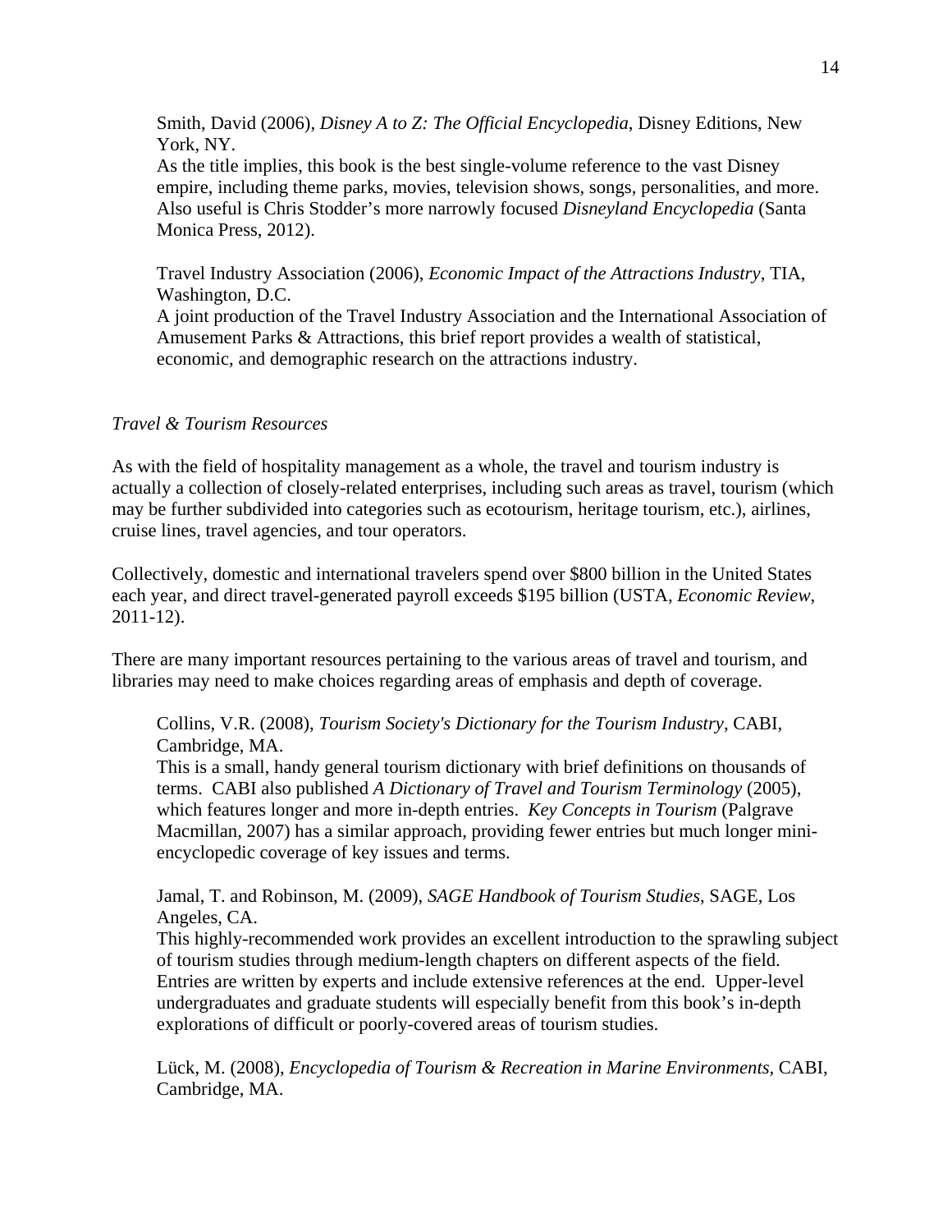Smith, David (2006), *Disney A to Z: The Official Encyclopedia*, Disney Editions, New York, NY.
As the title implies, this book is the best single-volume reference to the vast Disney empire, including theme parks, movies, television shows, songs, personalities, and more. Also useful is Chris Stodder's more narrowly focused *Disneyland Encyclopedia* (Santa Monica Press, 2012).

Travel Industry Association (2006), *Economic Impact of the Attractions Industry*, TIA, Washington, D.C.
A joint production of the Travel Industry Association and the International Association of Amusement Parks & Attractions, this brief report provides a wealth of statistical, economic, and demographic research on the attractions industry.

*Travel & Tourism Resources*

As with the field of hospitality management as a whole, the travel and tourism industry is actually a collection of closely-related enterprises, including such areas as travel, tourism (which may be further subdivided into categories such as ecotourism, heritage tourism, etc.), airlines, cruise lines, travel agencies, and tour operators.

Collectively, domestic and international travelers spend over $800 billion in the United States each year, and direct travel-generated payroll exceeds $195 billion (USTA, *Economic Review*, 2011-12).

There are many important resources pertaining to the various areas of travel and tourism, and libraries may need to make choices regarding areas of emphasis and depth of coverage.

Collins, V.R. (2008), *Tourism Society's Dictionary for the Tourism Industry*, CABI, Cambridge, MA.
This is a small, handy general tourism dictionary with brief definitions on thousands of terms. CABI also published *A Dictionary of Travel and Tourism Terminology* (2005), which features longer and more in-depth entries. *Key Concepts in Tourism* (Palgrave Macmillan, 2007) has a similar approach, providing fewer entries but much longer mini-encyclopedic coverage of key issues and terms.

Jamal, T. and Robinson, M. (2009), *SAGE Handbook of Tourism Studies*, SAGE, Los Angeles, CA.
This highly-recommended work provides an excellent introduction to the sprawling subject of tourism studies through medium-length chapters on different aspects of the field. Entries are written by experts and include extensive references at the end. Upper-level undergraduates and graduate students will especially benefit from this book's in-depth explorations of difficult or poorly-covered areas of tourism studies.

Lück, M. (2008), *Encyclopedia of Tourism & Recreation in Marine Environments*, CABI, Cambridge, MA.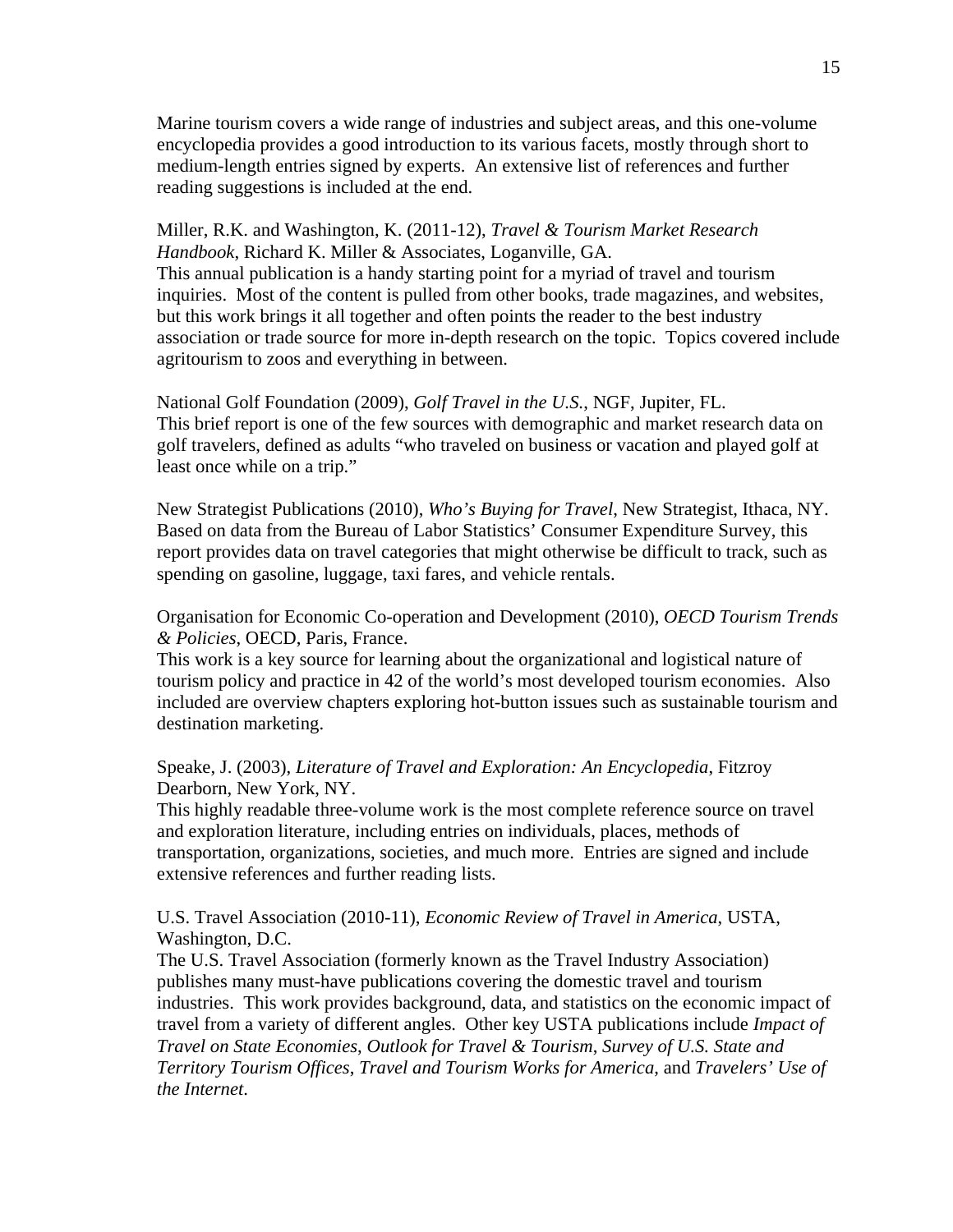Marine tourism covers a wide range of industries and subject areas, and this one-volume encyclopedia provides a good introduction to its various facets, mostly through short to medium-length entries signed by experts. An extensive list of references and further reading suggestions is included at the end.

Miller, R.K. and Washington, K. (2011-12), *Travel & Tourism Market Research Handbook*, Richard K. Miller & Associates, Loganville, GA.
This annual publication is a handy starting point for a myriad of travel and tourism inquiries. Most of the content is pulled from other books, trade magazines, and websites, but this work brings it all together and often points the reader to the best industry association or trade source for more in-depth research on the topic. Topics covered include agritourism to zoos and everything in between.

National Golf Foundation (2009), *Golf Travel in the U.S.*, NGF, Jupiter, FL.
This brief report is one of the few sources with demographic and market research data on golf travelers, defined as adults "who traveled on business or vacation and played golf at least once while on a trip."

New Strategist Publications (2010), *Who's Buying for Travel*, New Strategist, Ithaca, NY.
Based on data from the Bureau of Labor Statistics' Consumer Expenditure Survey, this report provides data on travel categories that might otherwise be difficult to track, such as spending on gasoline, luggage, taxi fares, and vehicle rentals.

Organisation for Economic Co-operation and Development (2010), *OECD Tourism Trends & Policies*, OECD, Paris, France.
This work is a key source for learning about the organizational and logistical nature of tourism policy and practice in 42 of the world's most developed tourism economies. Also included are overview chapters exploring hot-button issues such as sustainable tourism and destination marketing.

Speake, J. (2003), *Literature of Travel and Exploration: An Encyclopedia*, Fitzroy Dearborn, New York, NY.
This highly readable three-volume work is the most complete reference source on travel and exploration literature, including entries on individuals, places, methods of transportation, organizations, societies, and much more. Entries are signed and include extensive references and further reading lists.

U.S. Travel Association (2010-11), *Economic Review of Travel in America*, USTA, Washington, D.C.
The U.S. Travel Association (formerly known as the Travel Industry Association) publishes many must-have publications covering the domestic travel and tourism industries. This work provides background, data, and statistics on the economic impact of travel from a variety of different angles. Other key USTA publications include *Impact of Travel on State Economies*, *Outlook for Travel & Tourism*, *Survey of U.S. State and Territory Tourism Offices*, *Travel and Tourism Works for America*, and *Travelers' Use of the Internet*.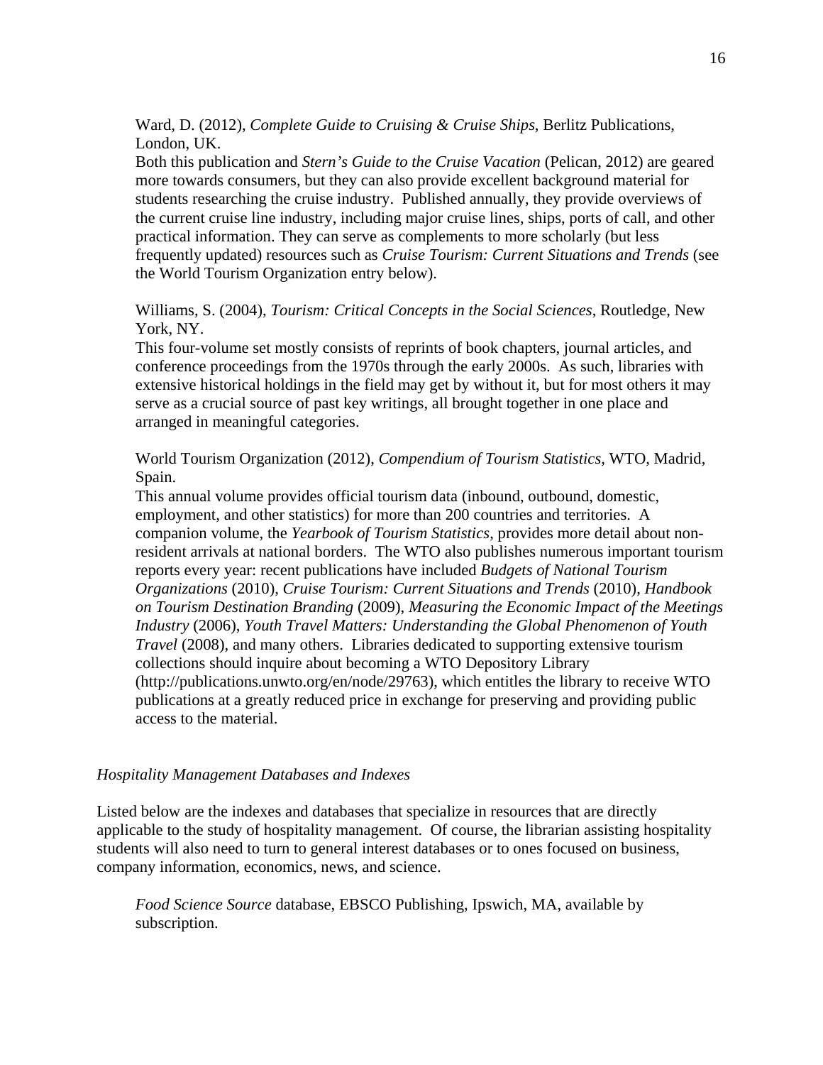Ward, D. (2012), *Complete Guide to Cruising & Cruise Ships*, Berlitz Publications, London, UK.
Both this publication and *Stern's Guide to the Cruise Vacation* (Pelican, 2012) are geared more towards consumers, but they can also provide excellent background material for students researching the cruise industry. Published annually, they provide overviews of the current cruise line industry, including major cruise lines, ships, ports of call, and other practical information. They can serve as complements to more scholarly (but less frequently updated) resources such as *Cruise Tourism: Current Situations and Trends* (see the World Tourism Organization entry below).

Williams, S. (2004), *Tourism: Critical Concepts in the Social Sciences*, Routledge, New York, NY.
This four-volume set mostly consists of reprints of book chapters, journal articles, and conference proceedings from the 1970s through the early 2000s. As such, libraries with extensive historical holdings in the field may get by without it, but for most others it may serve as a crucial source of past key writings, all brought together in one place and arranged in meaningful categories.

World Tourism Organization (2012), *Compendium of Tourism Statistics*, WTO, Madrid, Spain.
This annual volume provides official tourism data (inbound, outbound, domestic, employment, and other statistics) for more than 200 countries and territories. A companion volume, the *Yearbook of Tourism Statistics*, provides more detail about non-resident arrivals at national borders. The WTO also publishes numerous important tourism reports every year: recent publications have included *Budgets of National Tourism Organizations* (2010), *Cruise Tourism: Current Situations and Trends* (2010), *Handbook on Tourism Destination Branding* (2009), *Measuring the Economic Impact of the Meetings Industry* (2006), *Youth Travel Matters: Understanding the Global Phenomenon of Youth Travel* (2008), and many others. Libraries dedicated to supporting extensive tourism collections should inquire about becoming a WTO Depository Library (http://publications.unwto.org/en/node/29763), which entitles the library to receive WTO publications at a greatly reduced price in exchange for preserving and providing public access to the material.

### *Hospitality Management Databases and Indexes*

Listed below are the indexes and databases that specialize in resources that are directly applicable to the study of hospitality management. Of course, the librarian assisting hospitality students will also need to turn to general interest databases or to ones focused on business, company information, economics, news, and science.

*Food Science Source* database, EBSCO Publishing, Ipswich, MA, available by subscription.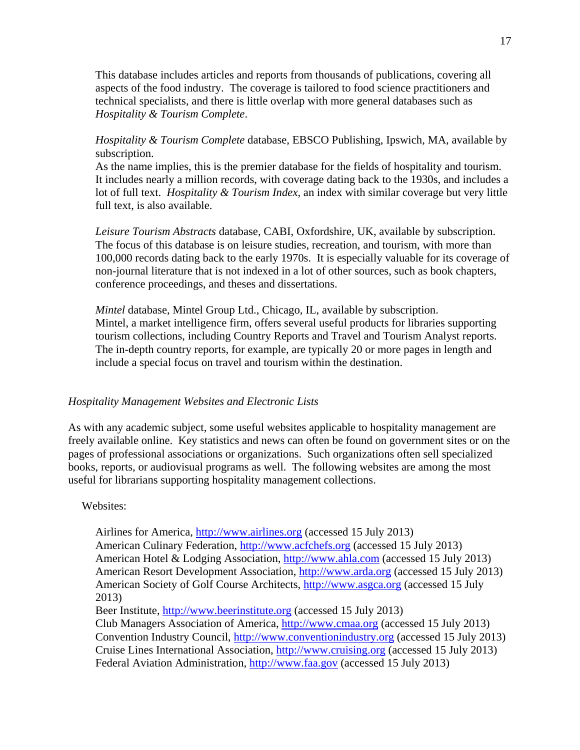This database includes articles and reports from thousands of publications, covering all aspects of the food industry. The coverage is tailored to food science practitioners and technical specialists, and there is little overlap with more general databases such as *Hospitality & Tourism Complete*.

*Hospitality & Tourism Complete* database, EBSCO Publishing, Ipswich, MA, available by subscription.
As the name implies, this is the premier database for the fields of hospitality and tourism. It includes nearly a million records, with coverage dating back to the 1930s, and includes a lot of full text. *Hospitality & Tourism Index*, an index with similar coverage but very little full text, is also available.

*Leisure Tourism Abstracts* database, CABI, Oxfordshire, UK, available by subscription.
The focus of this database is on leisure studies, recreation, and tourism, with more than 100,000 records dating back to the early 1970s. It is especially valuable for its coverage of non-journal literature that is not indexed in a lot of other sources, such as book chapters, conference proceedings, and theses and dissertations.

*Mintel* database, Mintel Group Ltd., Chicago, IL, available by subscription.
Mintel, a market intelligence firm, offers several useful products for libraries supporting tourism collections, including Country Reports and Travel and Tourism Analyst reports. The in-depth country reports, for example, are typically 20 or more pages in length and include a special focus on travel and tourism within the destination.

### *Hospitality Management Websites and Electronic Lists*

As with any academic subject, some useful websites applicable to hospitality management are freely available online. Key statistics and news can often be found on government sites or on the pages of professional associations or organizations. Such organizations often sell specialized books, reports, or audiovisual programs as well. The following websites are among the most useful for librarians supporting hospitality management collections.

Websites:

Airlines for America, http://www.airlines.org (accessed 15 July 2013)
American Culinary Federation, http://www.acfchefs.org (accessed 15 July 2013)
American Hotel & Lodging Association, http://www.ahla.com (accessed 15 July 2013)
American Resort Development Association, http://www.arda.org (accessed 15 July 2013)
American Society of Golf Course Architects, http://www.asgca.org (accessed 15 July 2013)
Beer Institute, http://www.beerinstitute.org (accessed 15 July 2013)
Club Managers Association of America, http://www.cmaa.org (accessed 15 July 2013)
Convention Industry Council, http://www.conventionindustry.org (accessed 15 July 2013)
Cruise Lines International Association, http://www.cruising.org (accessed 15 July 2013)
Federal Aviation Administration, http://www.faa.gov (accessed 15 July 2013)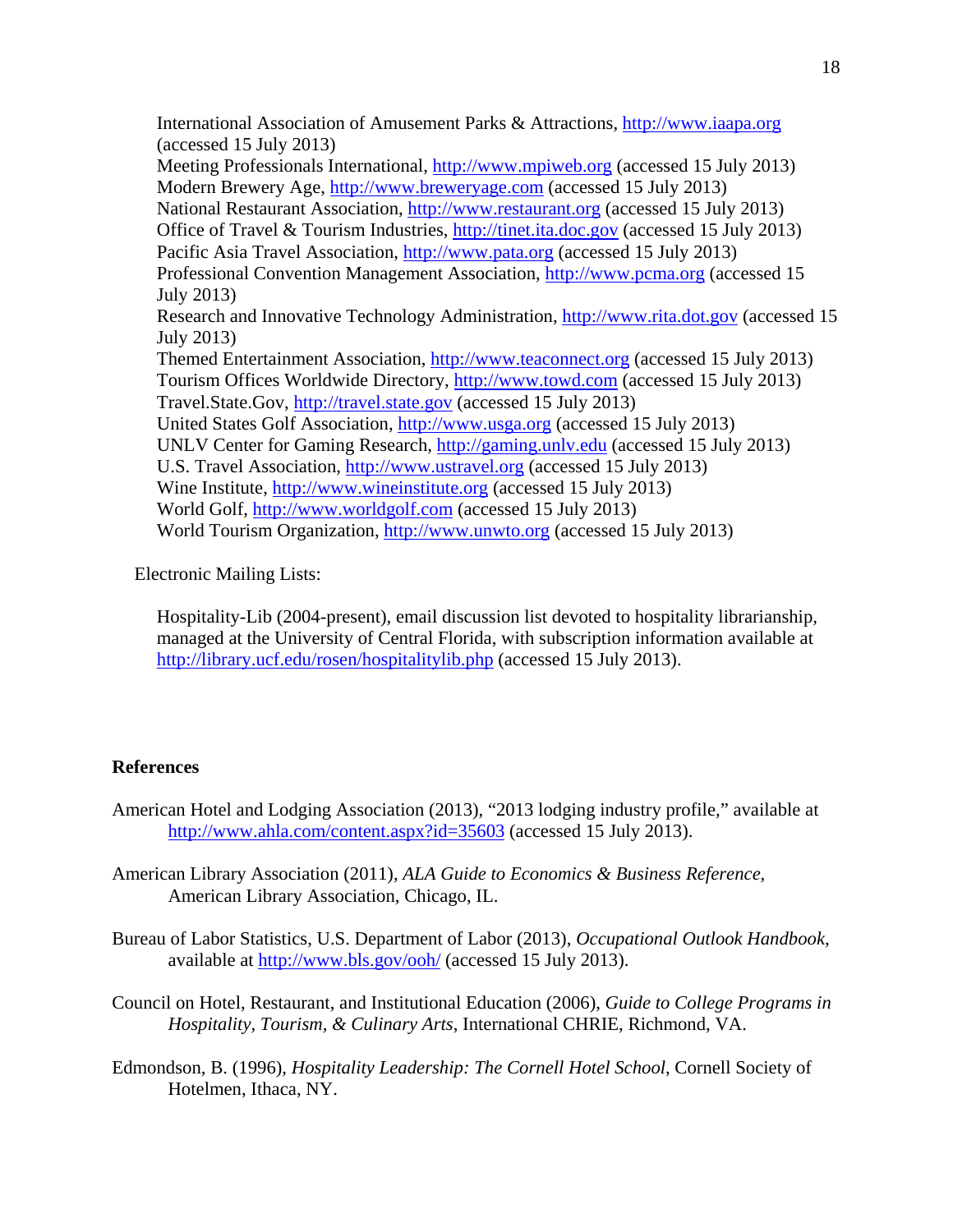International Association of Amusement Parks & Attractions, http://www.iaapa.org (accessed 15 July 2013)
Meeting Professionals International, http://www.mpiweb.org (accessed 15 July 2013)
Modern Brewery Age, http://www.breweryage.com (accessed 15 July 2013)
National Restaurant Association, http://www.restaurant.org (accessed 15 July 2013)
Office of Travel & Tourism Industries, http://tinet.ita.doc.gov (accessed 15 July 2013)
Pacific Asia Travel Association, http://www.pata.org (accessed 15 July 2013)
Professional Convention Management Association, http://www.pcma.org (accessed 15 July 2013)
Research and Innovative Technology Administration, http://www.rita.dot.gov (accessed 15 July 2013)
Themed Entertainment Association, http://www.teaconnect.org (accessed 15 July 2013)
Tourism Offices Worldwide Directory, http://www.towd.com (accessed 15 July 2013)
Travel.State.Gov, http://travel.state.gov (accessed 15 July 2013)
United States Golf Association, http://www.usga.org (accessed 15 July 2013)
UNLV Center for Gaming Research, http://gaming.unlv.edu (accessed 15 July 2013)
U.S. Travel Association, http://www.ustravel.org (accessed 15 July 2013)
Wine Institute, http://www.wineinstitute.org (accessed 15 July 2013)
World Golf, http://www.worldgolf.com (accessed 15 July 2013)
World Tourism Organization, http://www.unwto.org (accessed 15 July 2013)

Electronic Mailing Lists:

Hospitality-Lib (2004-present), email discussion list devoted to hospitality librarianship, managed at the University of Central Florida, with subscription information available at http://library.ucf.edu/rosen/hospitalitylib.php (accessed 15 July 2013).

## References

American Hotel and Lodging Association (2013), "2013 lodging industry profile," available at http://www.ahla.com/content.aspx?id=35603 (accessed 15 July 2013).

American Library Association (2011), *ALA Guide to Economics & Business Reference*, American Library Association, Chicago, IL.

Bureau of Labor Statistics, U.S. Department of Labor (2013), *Occupational Outlook Handbook*, available at http://www.bls.gov/ooh/ (accessed 15 July 2013).

Council on Hotel, Restaurant, and Institutional Education (2006), *Guide to College Programs in Hospitality, Tourism, & Culinary Arts*, International CHRIE, Richmond, VA.

Edmondson, B. (1996), *Hospitality Leadership: The Cornell Hotel School*, Cornell Society of Hotelmen, Ithaca, NY.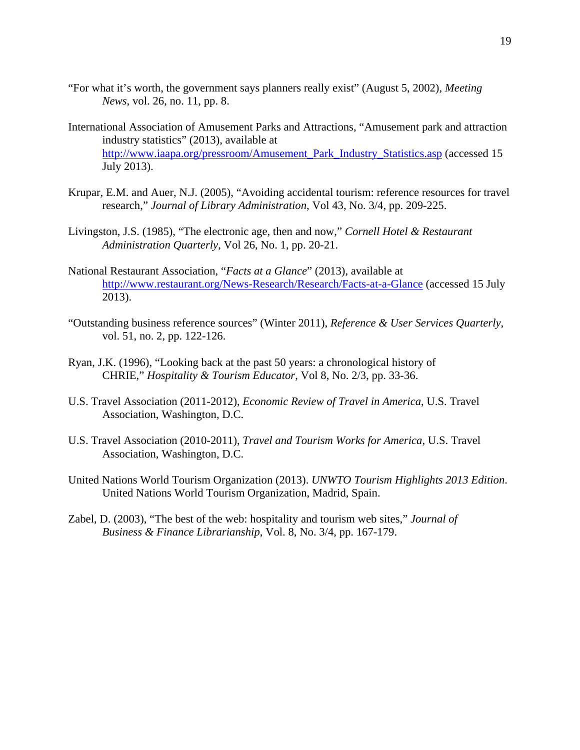"For what it's worth, the government says planners really exist" (August 5, 2002), *Meeting News*, vol. 26, no. 11, pp. 8.

International Association of Amusement Parks and Attractions, "Amusement park and attraction industry statistics" (2013), available at http://www.iaapa.org/pressroom/Amusement_Park_Industry_Statistics.asp (accessed 15 July 2013).

Krupar, E.M. and Auer, N.J. (2005), "Avoiding accidental tourism: reference resources for travel research," *Journal of Library Administration*, Vol 43, No. 3/4, pp. 209-225.

Livingston, J.S. (1985), "The electronic age, then and now," *Cornell Hotel & Restaurant Administration Quarterly*, Vol 26, No. 1, pp. 20-21.

National Restaurant Association, "*Facts at a Glance*" (2013), available at http://www.restaurant.org/News-Research/Research/Facts-at-a-Glance (accessed 15 July 2013).

"Outstanding business reference sources" (Winter 2011), *Reference & User Services Quarterly*, vol. 51, no. 2, pp. 122-126.

Ryan, J.K. (1996), "Looking back at the past 50 years: a chronological history of CHRIE," *Hospitality & Tourism Educator*, Vol 8, No. 2/3, pp. 33-36.

U.S. Travel Association (2011-2012), *Economic Review of Travel in America*, U.S. Travel Association, Washington, D.C.

U.S. Travel Association (2010-2011), *Travel and Tourism Works for America*, U.S. Travel Association, Washington, D.C.

United Nations World Tourism Organization (2013). *UNWTO Tourism Highlights 2013 Edition*. United Nations World Tourism Organization, Madrid, Spain.

Zabel, D. (2003), "The best of the web: hospitality and tourism web sites," *Journal of Business & Finance Librarianship*, Vol. 8, No. 3/4, pp. 167-179.